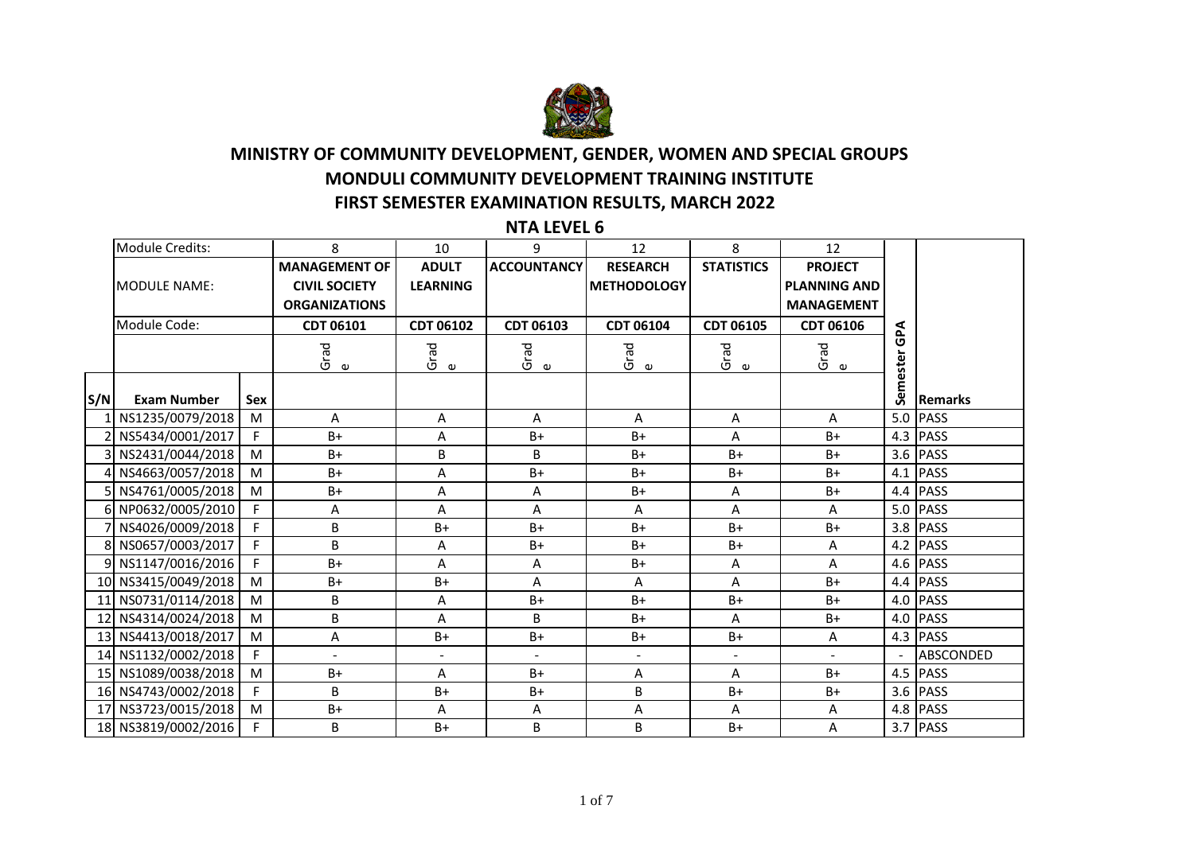# MINISTRY OF COMMUNITY DEVELOPMENT, GENDER, WOMEN AND SPECIAL GROUPS

## MONDULI COMMUNITY DEVELOPMENT TRAINING INSTITUTE

## FIRST SEMESTER EXAMINATION RESULTS, MARCH 2022

### NTA LEVEL 6

| | Module Credits: | | 8 | 10 | 9 | 12 | 8 | 12 | | |
|---|---|---|---|---|---|---|---|---|---|---|
| | MODULE NAME: | | MANAGEMENT OF CIVIL SOCIETY ORGANIZATIONS | ADULT LEARNING | ACCOUNTANCY | RESEARCH METHODOLOGY | STATISTICS | PROJECT PLANNING AND MANAGEMENT | | |
| | Module Code: | | CDT 06101 | CDT 06102 | CDT 06103 | CDT 06104 | CDT 06105 | CDT 06106 | | |
| | | | Grade | Grade | Grade | Grade | Grade | Grade | | |
| S/N | Exam Number | Sex | | | | | | | Semester GPA | Remarks |
| 1 | NS1235/0079/2018 | M | A | A | A | A | A | A | 5.0 | PASS |
| 2 | NS5434/0001/2017 | F | B+ | A | B+ | B+ | A | B+ | 4.3 | PASS |
| 3 | NS2431/0044/2018 | M | B+ | B | B | B+ | B+ | B+ | 3.6 | PASS |
| 4 | NS4663/0057/2018 | M | B+ | A | B+ | B+ | B+ | B+ | 4.1 | PASS |
| 5 | NS4761/0005/2018 | M | B+ | A | A | B+ | A | B+ | 4.4 | PASS |
| 6 | NP0632/0005/2010 | F | A | A | A | A | A | A | 5.0 | PASS |
| 7 | NS4026/0009/2018 | F | B | B+ | B+ | B+ | B+ | B+ | 3.8 | PASS |
| 8 | NS0657/0003/2017 | F | B | A | B+ | B+ | B+ | A | 4.2 | PASS |
| 9 | NS1147/0016/2016 | F | B+ | A | A | B+ | A | A | 4.6 | PASS |
| 10 | NS3415/0049/2018 | M | B+ | B+ | A | A | A | B+ | 4.4 | PASS |
| 11 | NS0731/0114/2018 | M | B | A | B+ | B+ | B+ | B+ | 4.0 | PASS |
| 12 | NS4314/0024/2018 | M | B | A | B | B+ | A | B+ | 4.0 | PASS |
| 13 | NS4413/0018/2017 | M | A | B+ | B+ | B+ | B+ | A | 4.3 | PASS |
| 14 | NS1132/0002/2018 | F | - | - | - | - | - | - | - | ABSCONDED |
| 15 | NS1089/0038/2018 | M | B+ | A | B+ | A | A | B+ | 4.5 | PASS |
| 16 | NS4743/0002/2018 | F | B | B+ | B+ | B | B+ | B+ | 3.6 | PASS |
| 17 | NS3723/0015/2018 | M | B+ | A | A | A | A | A | 4.8 | PASS |
| 18 | NS3819/0002/2016 | F | B | B+ | B | B | B+ | A | 3.7 | PASS |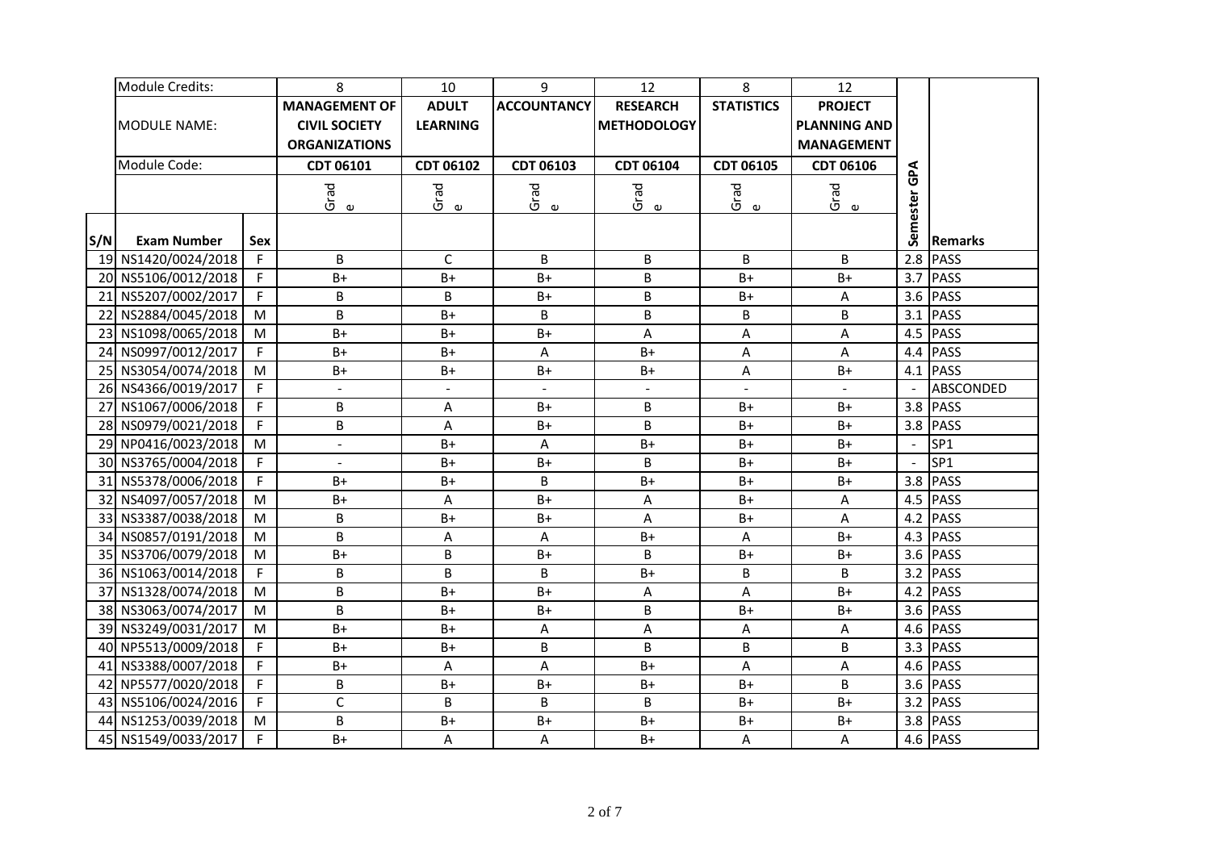| | Module Credits: | | 8 | 10 | 9 | 12 | 8 | 12 | | |
|---|---|---|---|---|---|---|---|---|---|---|
| | MODULE NAME: | | MANAGEMENT OF CIVIL SOCIETY ORGANIZATIONS | ADULT LEARNING | ACCOUNTANCY | RESEARCH METHODOLOGY | STATISTICS | PROJECT PLANNING AND MANAGEMENT | | |
| | Module Code: | | CDT 06101 | CDT 06102 | CDT 06103 | CDT 06104 | CDT 06105 | CDT 06106 | | |
| | | | Grade | Grade | Grade | Grade | Grade | Grade | | |
| S/N | Exam Number | Sex | | | | | | | Semester GPA | Remarks |
| 19 | NS1420/0024/2018 | F | B | C | B | B | B | B | 2.8 | PASS |
| 20 | NS5106/0012/2018 | F | B+ | B+ | B+ | B | B+ | B+ | 3.7 | PASS |
| 21 | NS5207/0002/2017 | F | B | B | B+ | B | B+ | A | 3.6 | PASS |
| 22 | NS2884/0045/2018 | M | B | B+ | B | B | B | B | 3.1 | PASS |
| 23 | NS1098/0065/2018 | M | B+ | B+ | B+ | A | A | A | 4.5 | PASS |
| 24 | NS0997/0012/2017 | F | B+ | B+ | A | B+ | A | A | 4.4 | PASS |
| 25 | NS3054/0074/2018 | M | B+ | B+ | B+ | B+ | A | B+ | 4.1 | PASS |
| 26 | NS4366/0019/2017 | F | - | - | - | - | - | - | - | ABSCONDED |
| 27 | NS1067/0006/2018 | F | B | A | B+ | B | B+ | B+ | 3.8 | PASS |
| 28 | NS0979/0021/2018 | F | B | A | B+ | B | B+ | B+ | 3.8 | PASS |
| 29 | NP0416/0023/2018 | M | - | B+ | A | B+ | B+ | B+ | - | SP1 |
| 30 | NS3765/0004/2018 | F | - | B+ | B+ | B | B+ | B+ | - | SP1 |
| 31 | NS5378/0006/2018 | F | B+ | B+ | B | B+ | B+ | B+ | 3.8 | PASS |
| 32 | NS4097/0057/2018 | M | B+ | A | B+ | A | B+ | A | 4.5 | PASS |
| 33 | NS3387/0038/2018 | M | B | B+ | B+ | A | B+ | A | 4.2 | PASS |
| 34 | NS0857/0191/2018 | M | B | A | A | B+ | A | B+ | 4.3 | PASS |
| 35 | NS3706/0079/2018 | M | B+ | B | B+ | B | B+ | B+ | 3.6 | PASS |
| 36 | NS1063/0014/2018 | F | B | B | B | B+ | B | B | 3.2 | PASS |
| 37 | NS1328/0074/2018 | M | B | B+ | B+ | A | A | B+ | 4.2 | PASS |
| 38 | NS3063/0074/2017 | M | B | B+ | B+ | B | B+ | B+ | 3.6 | PASS |
| 39 | NS3249/0031/2017 | M | B+ | B+ | A | A | A | A | 4.6 | PASS |
| 40 | NP5513/0009/2018 | F | B+ | B+ | B | B | B | B | 3.3 | PASS |
| 41 | NS3388/0007/2018 | F | B+ | A | A | B+ | A | A | 4.6 | PASS |
| 42 | NP5577/0020/2018 | F | B | B+ | B+ | B+ | B+ | B | 3.6 | PASS |
| 43 | NS5106/0024/2016 | F | C | B | B | B | B+ | B+ | 3.2 | PASS |
| 44 | NS1253/0039/2018 | M | B | B+ | B+ | B+ | B+ | B+ | 3.8 | PASS |
| 45 | NS1549/0033/2017 | F | B+ | A | A | B+ | A | A | 4.6 | PASS |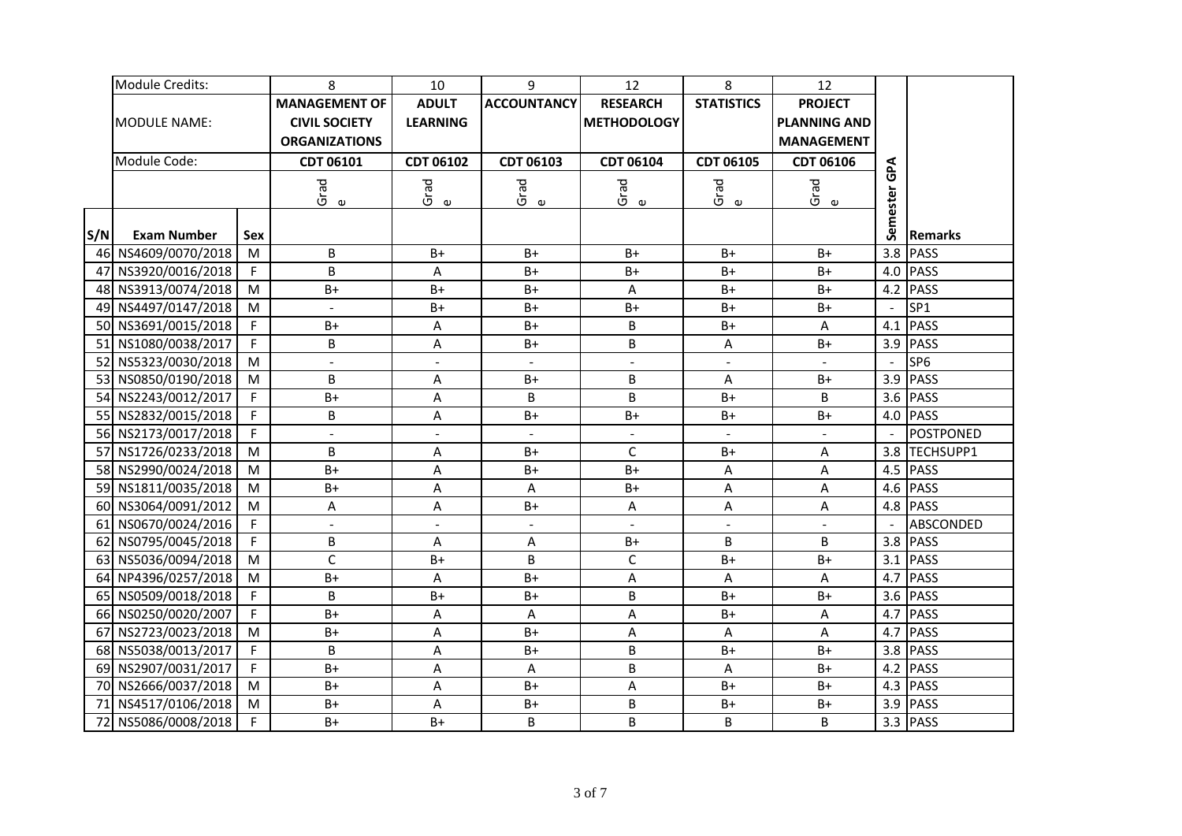| | Module Credits: | | 8 | 10 | 9 | 12 | 8 | 12 | | |
|---|---|---|---|---|---|---|---|---|---|---|
| | MODULE NAME: | | MANAGEMENT OF CIVIL SOCIETY ORGANIZATIONS | ADULT LEARNING | ACCOUNTANCY | RESEARCH METHODOLOGY | STATISTICS | PROJECT PLANNING AND MANAGEMENT | | |
| | Module Code: | | CDT 06101 | CDT 06102 | CDT 06103 | CDT 06104 | CDT 06105 | CDT 06106 | | |
| | | | Grade | Grade | Grade | Grade | Grade | Grade | | |
| S/N | Exam Number | Sex | | | | | | | Semester GPA | Remarks |
| 46 | NS4609/0070/2018 | M | B | B+ | B+ | B+ | B+ | B+ | 3.8 | PASS |
| 47 | NS3920/0016/2018 | F | B | A | B+ | B+ | B+ | B+ | 4.0 | PASS |
| 48 | NS3913/0074/2018 | M | B+ | B+ | B+ | A | B+ | B+ | 4.2 | PASS |
| 49 | NS4497/0147/2018 | M | - | B+ | B+ | B+ | B+ | B+ | - | SP1 |
| 50 | NS3691/0015/2018 | F | B+ | A | B+ | B | B+ | A | 4.1 | PASS |
| 51 | NS1080/0038/2017 | F | B | A | B+ | B | A | B+ | 3.9 | PASS |
| 52 | NS5323/0030/2018 | M | - | - | - | - | - | - | - | SP6 |
| 53 | NS0850/0190/2018 | M | B | A | B+ | B | A | B+ | 3.9 | PASS |
| 54 | NS2243/0012/2017 | F | B+ | A | B | B | B+ | B | 3.6 | PASS |
| 55 | NS2832/0015/2018 | F | B | A | B+ | B+ | B+ | B+ | 4.0 | PASS |
| 56 | NS2173/0017/2018 | F | - | - | - | - | - | - | - | POSTPONED |
| 57 | NS1726/0233/2018 | M | B | A | B+ | C | B+ | A | 3.8 | TECHSUPP1 |
| 58 | NS2990/0024/2018 | M | B+ | A | B+ | B+ | A | A | 4.5 | PASS |
| 59 | NS1811/0035/2018 | M | B+ | A | A | B+ | A | A | 4.6 | PASS |
| 60 | NS3064/0091/2012 | M | A | A | B+ | A | A | A | 4.8 | PASS |
| 61 | NS0670/0024/2016 | F | - | - | - | - | - | - | - | ABSCONDED |
| 62 | NS0795/0045/2018 | F | B | A | A | B+ | B | B | 3.8 | PASS |
| 63 | NS5036/0094/2018 | M | C | B+ | B | C | B+ | B+ | 3.1 | PASS |
| 64 | NP4396/0257/2018 | M | B+ | A | B+ | A | A | A | 4.7 | PASS |
| 65 | NS0509/0018/2018 | F | B | B+ | B+ | B | B+ | B+ | 3.6 | PASS |
| 66 | NS0250/0020/2007 | F | B+ | A | A | A | B+ | A | 4.7 | PASS |
| 67 | NS2723/0023/2018 | M | B+ | A | B+ | A | A | A | 4.7 | PASS |
| 68 | NS5038/0013/2017 | F | B | A | B+ | B | B+ | B+ | 3.8 | PASS |
| 69 | NS2907/0031/2017 | F | B+ | A | A | B | A | B+ | 4.2 | PASS |
| 70 | NS2666/0037/2018 | M | B+ | A | B+ | A | B+ | B+ | 4.3 | PASS |
| 71 | NS4517/0106/2018 | M | B+ | A | B+ | B | B+ | B+ | 3.9 | PASS |
| 72 | NS5086/0008/2018 | F | B+ | B+ | B | B | B | B | 3.3 | PASS |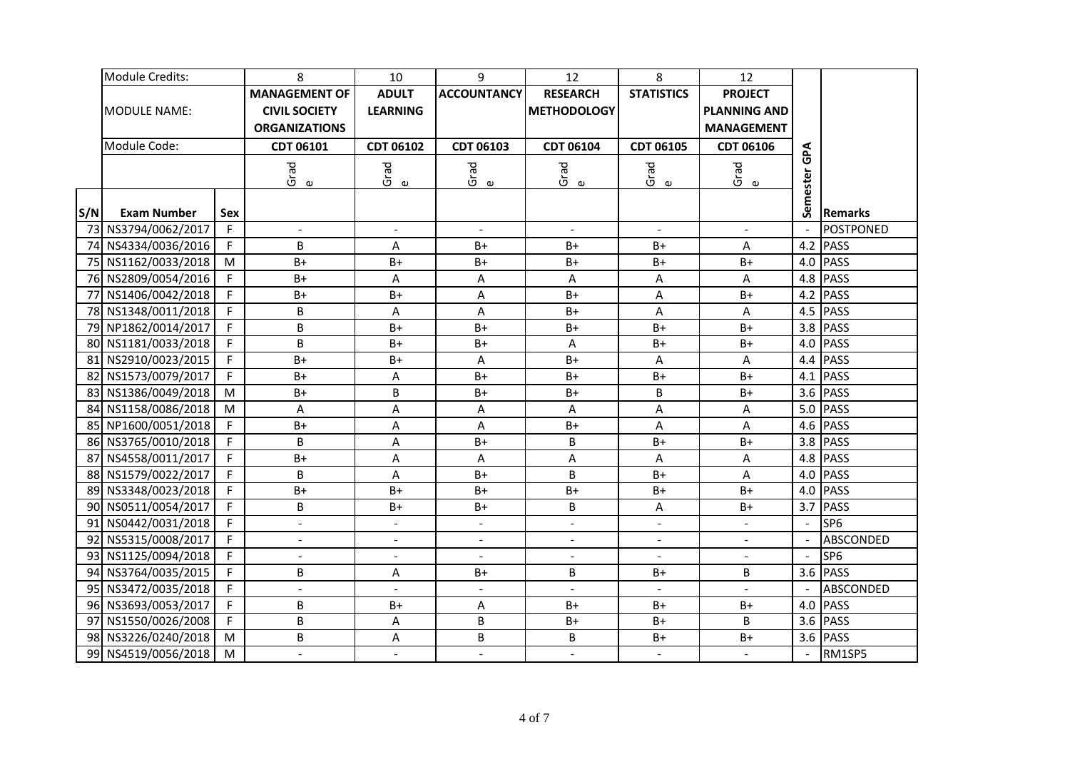| | Module Credits: | | 8 | 10 | 9 | 12 | 8 | 12 | | |
|---|---|---|---|---|---|---|---|---|---|---|
| | MODULE NAME: | | MANAGEMENT OF CIVIL SOCIETY ORGANIZATIONS | ADULT LEARNING | ACCOUNTANCY | RESEARCH METHODOLOGY | STATISTICS | PROJECT PLANNING AND MANAGEMENT | | |
| | Module Code: | | CDT 06101 | CDT 06102 | CDT 06103 | CDT 06104 | CDT 06105 | CDT 06106 | | |
| | | | Grade | Grade | Grade | Grade | Grade | Grade | | |
| S/N | Exam Number | Sex | | | | | | | Semester GPA | Remarks |
| 73 | NS3794/0062/2017 | F | - | - | - | - | - | - | - | POSTPONED |
| 74 | NS4334/0036/2016 | F | B | A | B+ | B+ | B+ | A | 4.2 | PASS |
| 75 | NS1162/0033/2018 | M | B+ | B+ | B+ | B+ | B+ | B+ | 4.0 | PASS |
| 76 | NS2809/0054/2016 | F | B+ | A | A | A | A | A | 4.8 | PASS |
| 77 | NS1406/0042/2018 | F | B+ | B+ | A | B+ | A | B+ | 4.2 | PASS |
| 78 | NS1348/0011/2018 | F | B | A | A | B+ | A | A | 4.5 | PASS |
| 79 | NP1862/0014/2017 | F | B | B+ | B+ | B+ | B+ | B+ | 3.8 | PASS |
| 80 | NS1181/0033/2018 | F | B | B+ | B+ | A | B+ | B+ | 4.0 | PASS |
| 81 | NS2910/0023/2015 | F | B+ | B+ | A | B+ | A | A | 4.4 | PASS |
| 82 | NS1573/0079/2017 | F | B+ | A | B+ | B+ | B+ | B+ | 4.1 | PASS |
| 83 | NS1386/0049/2018 | M | B+ | B | B+ | B+ | B | B+ | 3.6 | PASS |
| 84 | NS1158/0086/2018 | M | A | A | A | A | A | A | 5.0 | PASS |
| 85 | NP1600/0051/2018 | F | B+ | A | A | B+ | A | A | 4.6 | PASS |
| 86 | NS3765/0010/2018 | F | B | A | B+ | B | B+ | B+ | 3.8 | PASS |
| 87 | NS4558/0011/2017 | F | B+ | A | A | A | A | A | 4.8 | PASS |
| 88 | NS1579/0022/2017 | F | B | A | B+ | B | B+ | A | 4.0 | PASS |
| 89 | NS3348/0023/2018 | F | B+ | B+ | B+ | B+ | B+ | B+ | 4.0 | PASS |
| 90 | NS0511/0054/2017 | F | B | B+ | B+ | B | A | B+ | 3.7 | PASS |
| 91 | NS0442/0031/2018 | F | - | - | - | - | - | - | - | SP6 |
| 92 | NS5315/0008/2017 | F | - | - | - | - | - | - | - | ABSCONDED |
| 93 | NS1125/0094/2018 | F | - | - | - | - | - | - | - | SP6 |
| 94 | NS3764/0035/2015 | F | B | A | B+ | B | B+ | B | 3.6 | PASS |
| 95 | NS3472/0035/2018 | F | - | - | - | - | - | - | - | ABSCONDED |
| 96 | NS3693/0053/2017 | F | B | B+ | A | B+ | B+ | B+ | 4.0 | PASS |
| 97 | NS1550/0026/2008 | F | B | A | B | B+ | B+ | B | 3.6 | PASS |
| 98 | NS3226/0240/2018 | M | B | A | B | B | B+ | B+ | 3.6 | PASS |
| 99 | NS4519/0056/2018 | M | - | - | - | - | - | - | - | RM1SP5 |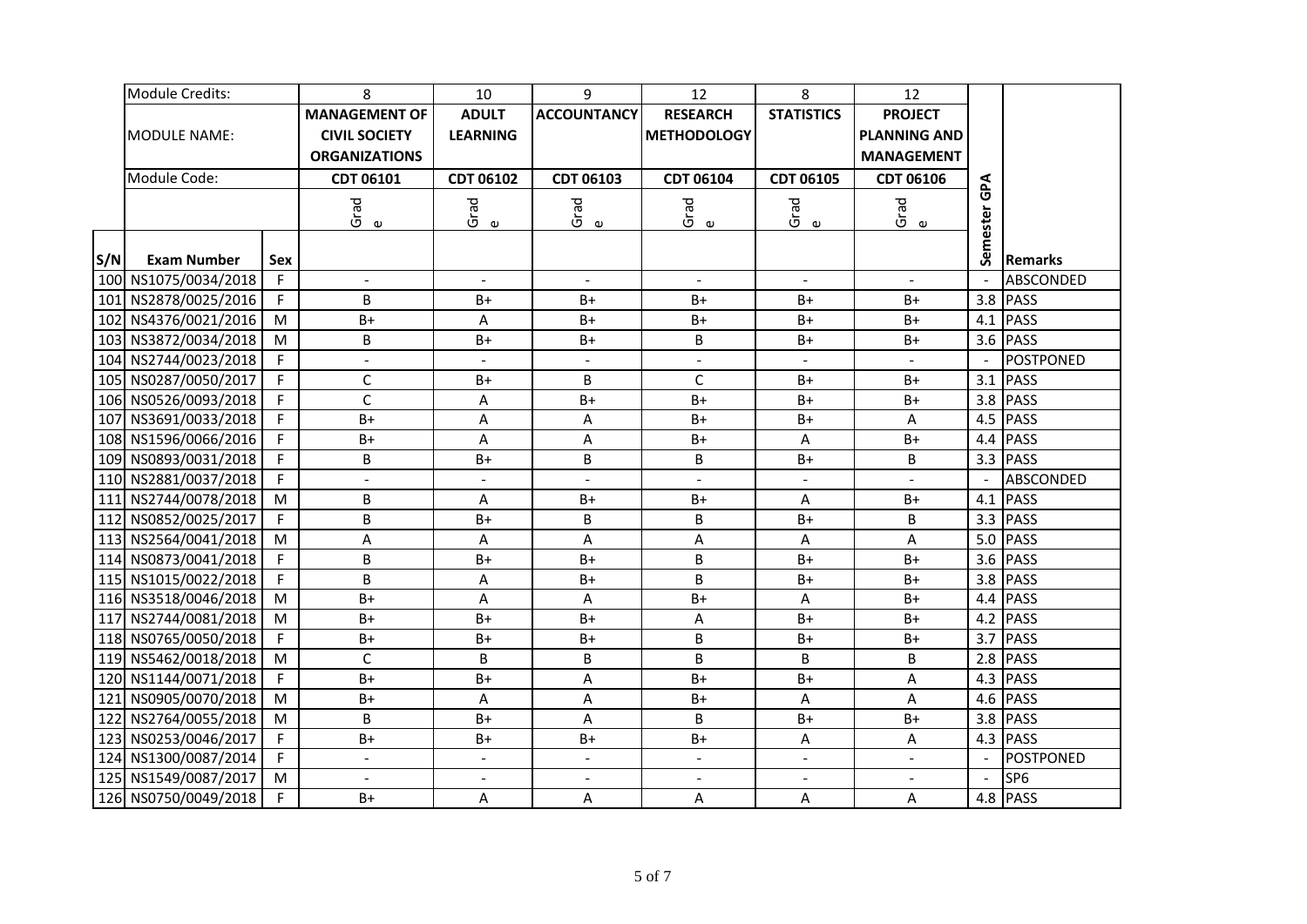| | Module Credits: | | 8 | 10 | 9 | 12 | 8 | 12 | | |
|---|---|---|---|---|---|---|---|---|---|---|
| | MODULE NAME: | | MANAGEMENT OF CIVIL SOCIETY ORGANIZATIONS | ADULT LEARNING | ACCOUNTANCY | RESEARCH METHODOLOGY | STATISTICS | PROJECT PLANNING AND MANAGEMENT | | |
| | Module Code: | | CDT 06101 | CDT 06102 | CDT 06103 | CDT 06104 | CDT 06105 | CDT 06106 | | |
| | | | Grade | Grade | Grade | Grade | Grade | Grade | | |
| S/N | Exam Number | Sex | | | | | | | Semester GPA | Remarks |
| 100 | NS1075/0034/2018 | F | - | - | - | - | - | - | - | ABSCONDED |
| 101 | NS2878/0025/2016 | F | B | B+ | B+ | B+ | B+ | B+ | 3.8 | PASS |
| 102 | NS4376/0021/2016 | M | B+ | A | B+ | B+ | B+ | B+ | 4.1 | PASS |
| 103 | NS3872/0034/2018 | M | B | B+ | B+ | B | B+ | B+ | 3.6 | PASS |
| 104 | NS2744/0023/2018 | F | - | - | - | - | - | - | - | POSTPONED |
| 105 | NS0287/0050/2017 | F | C | B+ | B | C | B+ | B+ | 3.1 | PASS |
| 106 | NS0526/0093/2018 | F | C | A | B+ | B+ | B+ | B+ | 3.8 | PASS |
| 107 | NS3691/0033/2018 | F | B+ | A | A | B+ | B+ | A | 4.5 | PASS |
| 108 | NS1596/0066/2016 | F | B+ | A | A | B+ | A | B+ | 4.4 | PASS |
| 109 | NS0893/0031/2018 | F | B | B+ | B | B | B+ | B | 3.3 | PASS |
| 110 | NS2881/0037/2018 | F | - | - | - | - | - | - | - | ABSCONDED |
| 111 | NS2744/0078/2018 | M | B | A | B+ | B+ | A | B+ | 4.1 | PASS |
| 112 | NS0852/0025/2017 | F | B | B+ | B | B | B+ | B | 3.3 | PASS |
| 113 | NS2564/0041/2018 | M | A | A | A | A | A | A | 5.0 | PASS |
| 114 | NS0873/0041/2018 | F | B | B+ | B+ | B | B+ | B+ | 3.6 | PASS |
| 115 | NS1015/0022/2018 | F | B | A | B+ | B | B+ | B+ | 3.8 | PASS |
| 116 | NS3518/0046/2018 | M | B+ | A | A | B+ | A | B+ | 4.4 | PASS |
| 117 | NS2744/0081/2018 | M | B+ | B+ | B+ | A | B+ | B+ | 4.2 | PASS |
| 118 | NS0765/0050/2018 | F | B+ | B+ | B+ | B | B+ | B+ | 3.7 | PASS |
| 119 | NS5462/0018/2018 | M | C | B | B | B | B | B | 2.8 | PASS |
| 120 | NS1144/0071/2018 | F | B+ | B+ | A | B+ | B+ | A | 4.3 | PASS |
| 121 | NS0905/0070/2018 | M | B+ | A | A | B+ | A | A | 4.6 | PASS |
| 122 | NS2764/0055/2018 | M | B | B+ | A | B | B+ | B+ | 3.8 | PASS |
| 123 | NS0253/0046/2017 | F | B+ | B+ | B+ | B+ | A | A | 4.3 | PASS |
| 124 | NS1300/0087/2014 | F | - | - | - | - | - | - | - | POSTPONED |
| 125 | NS1549/0087/2017 | M | - | - | - | - | - | - | - | SP6 |
| 126 | NS0750/0049/2018 | F | B+ | A | A | A | A | A | 4.8 | PASS |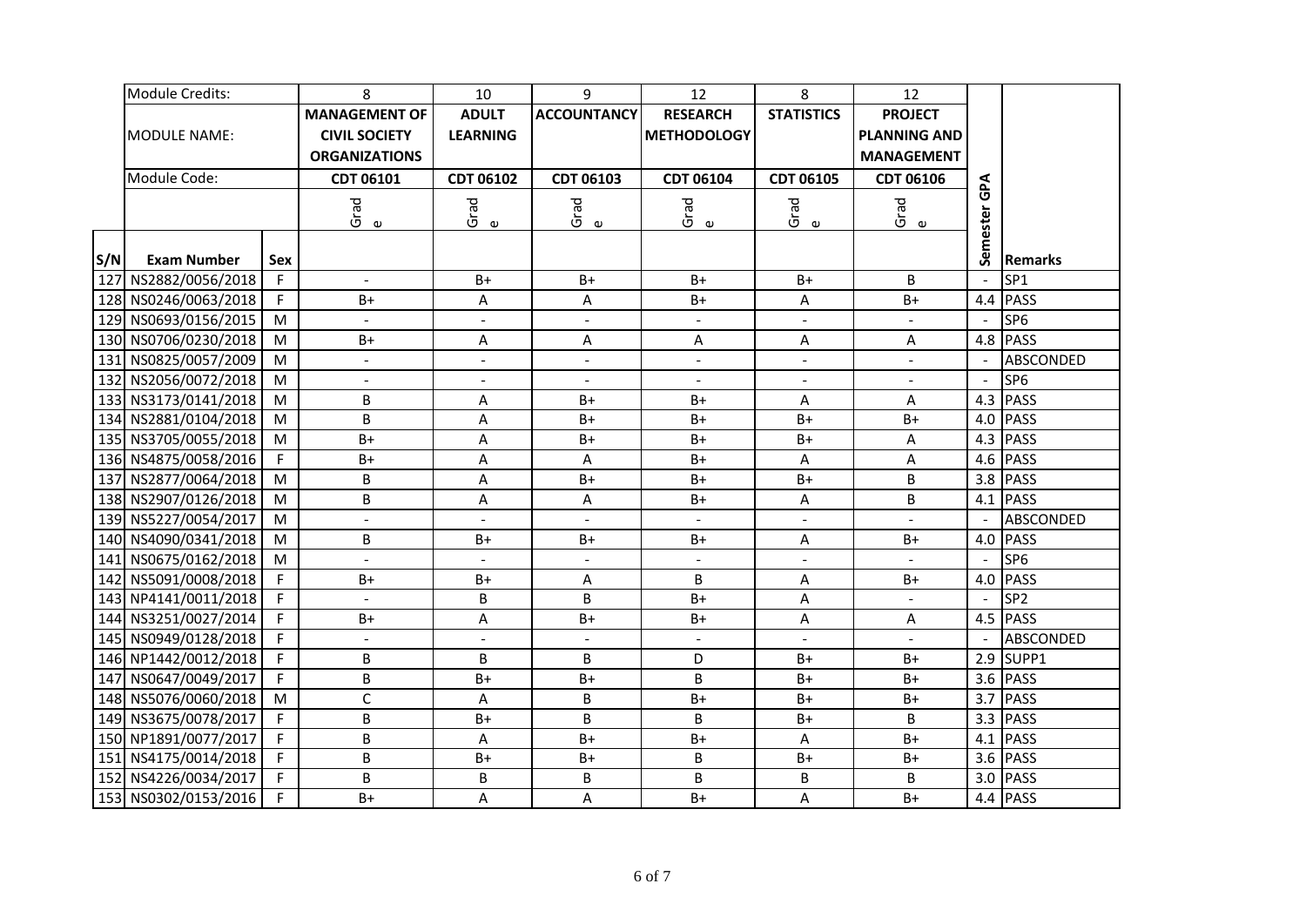| | Module Credits: | | 8 | 10 | 9 | 12 | 8 | 12 | | |
|---|---|---|---|---|---|---|---|---|---|---|
| | MODULE NAME: | | MANAGEMENT OF CIVIL SOCIETY ORGANIZATIONS | ADULT LEARNING | ACCOUNTANCY | RESEARCH METHODOLOGY | STATISTICS | PROJECT PLANNING AND MANAGEMENT | | |
| | Module Code: | | CDT 06101 | CDT 06102 | CDT 06103 | CDT 06104 | CDT 06105 | CDT 06106 | | |
| | | | Grade | Grade | Grade | Grade | Grade | Grade | | |
| S/N | Exam Number | Sex | | | | | | | Semester GPA | Remarks |
| 127 | NS2882/0056/2018 | F | - | B+ | B+ | B+ | B+ | B | - | SP1 |
| 128 | NS0246/0063/2018 | F | B+ | A | A | B+ | A | B+ | 4.4 | PASS |
| 129 | NS0693/0156/2015 | M | - | - | - | - | - | - | - | SP6 |
| 130 | NS0706/0230/2018 | M | B+ | A | A | A | A | A | 4.8 | PASS |
| 131 | NS0825/0057/2009 | M | - | - | - | - | - | - | - | ABSCONDED |
| 132 | NS2056/0072/2018 | M | - | - | - | - | - | - | - | SP6 |
| 133 | NS3173/0141/2018 | M | B | A | B+ | B+ | A | A | 4.3 | PASS |
| 134 | NS2881/0104/2018 | M | B | A | B+ | B+ | B+ | B+ | 4.0 | PASS |
| 135 | NS3705/0055/2018 | M | B+ | A | B+ | B+ | B+ | A | 4.3 | PASS |
| 136 | NS4875/0058/2016 | F | B+ | A | A | B+ | A | A | 4.6 | PASS |
| 137 | NS2877/0064/2018 | M | B | A | B+ | B+ | B+ | B | 3.8 | PASS |
| 138 | NS2907/0126/2018 | M | B | A | A | B+ | A | B | 4.1 | PASS |
| 139 | NS5227/0054/2017 | M | - | - | - | - | - | - | - | ABSCONDED |
| 140 | NS4090/0341/2018 | M | B | B+ | B+ | B+ | A | B+ | 4.0 | PASS |
| 141 | NS0675/0162/2018 | M | - | - | - | - | - | - | - | SP6 |
| 142 | NS5091/0008/2018 | F | B+ | B+ | A | B | A | B+ | 4.0 | PASS |
| 143 | NP4141/0011/2018 | F | - | B | B | B+ | A | - | - | SP2 |
| 144 | NS3251/0027/2014 | F | B+ | A | B+ | B+ | A | A | 4.5 | PASS |
| 145 | NS0949/0128/2018 | F | - | - | - | - | - | - | - | ABSCONDED |
| 146 | NP1442/0012/2018 | F | B | B | B | D | B+ | B+ | 2.9 | SUPP1 |
| 147 | NS0647/0049/2017 | F | B | B+ | B+ | B | B+ | B+ | 3.6 | PASS |
| 148 | NS5076/0060/2018 | M | C | A | B | B+ | B+ | B+ | 3.7 | PASS |
| 149 | NS3675/0078/2017 | F | B | B+ | B | B | B+ | B | 3.3 | PASS |
| 150 | NP1891/0077/2017 | F | B | A | B+ | B+ | A | B+ | 4.1 | PASS |
| 151 | NS4175/0014/2018 | F | B | B+ | B+ | B | B+ | B+ | 3.6 | PASS |
| 152 | NS4226/0034/2017 | F | B | B | B | B | B | B | 3.0 | PASS |
| 153 | NS0302/0153/2016 | F | B+ | A | A | B+ | A | B+ | 4.4 | PASS |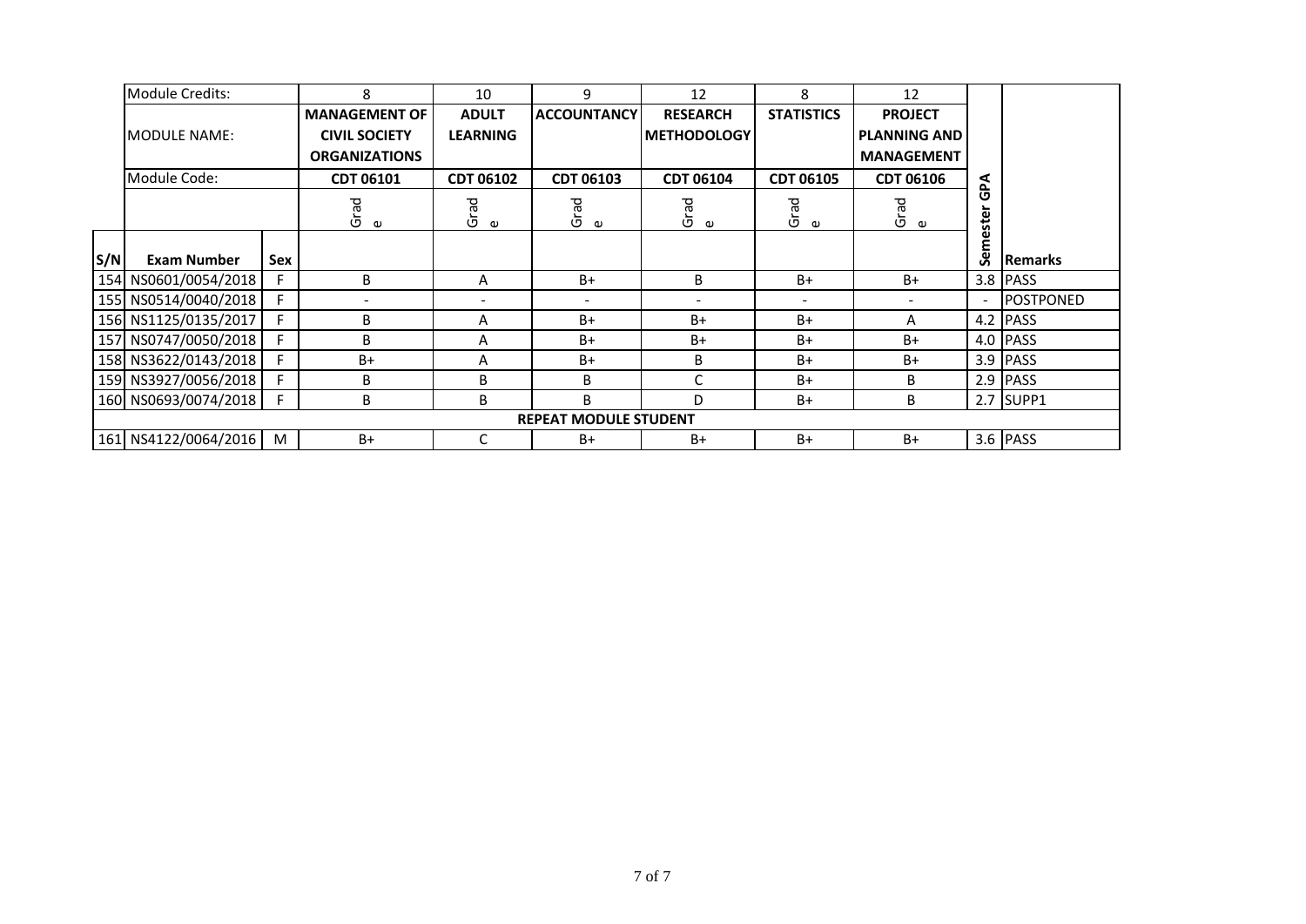| | Module Credits: | | 8 | 10 | 9 | 12 | 8 | 12 | | |
|---|---|---|---|---|---|---|---|---|---|---|
| | MODULE NAME: | | MANAGEMENT OF CIVIL SOCIETY ORGANIZATIONS | ADULT LEARNING | ACCOUNTANCY | RESEARCH METHODOLOGY | STATISTICS | PROJECT PLANNING AND MANAGEMENT | | |
| | Module Code: | | CDT 06101 | CDT 06102 | CDT 06103 | CDT 06104 | CDT 06105 | CDT 06106 | | |
| | | | Grade | Grade | Grade | Grade | Grade | Grade | | |
| S/N | Exam Number | Sex | | | | | | | Semester GPA | Remarks |
| 154 | NS0601/0054/2018 | F | B | A | B+ | B | B+ | B+ | 3.8 | PASS |
| 155 | NS0514/0040/2018 | F | - | - | - | - | - | - | - | POSTPONED |
| 156 | NS1125/0135/2017 | F | B | A | B+ | B+ | B+ | A | 4.2 | PASS |
| 157 | NS0747/0050/2018 | F | B | A | B+ | B+ | B+ | B+ | 4.0 | PASS |
| 158 | NS3622/0143/2018 | F | B+ | A | B+ | B | B+ | B+ | 3.9 | PASS |
| 159 | NS3927/0056/2018 | F | B | B | B | C | B+ | B | 2.9 | PASS |
| 160 | NS0693/0074/2018 | F | B | B | B | D | B+ | B | 2.7 | SUPP1 |
| | | | | | REPEAT MODULE STUDENT | | | | | |
| 161 | NS4122/0064/2016 | M | B+ | C | B+ | B+ | B+ | B+ | 3.6 | PASS |